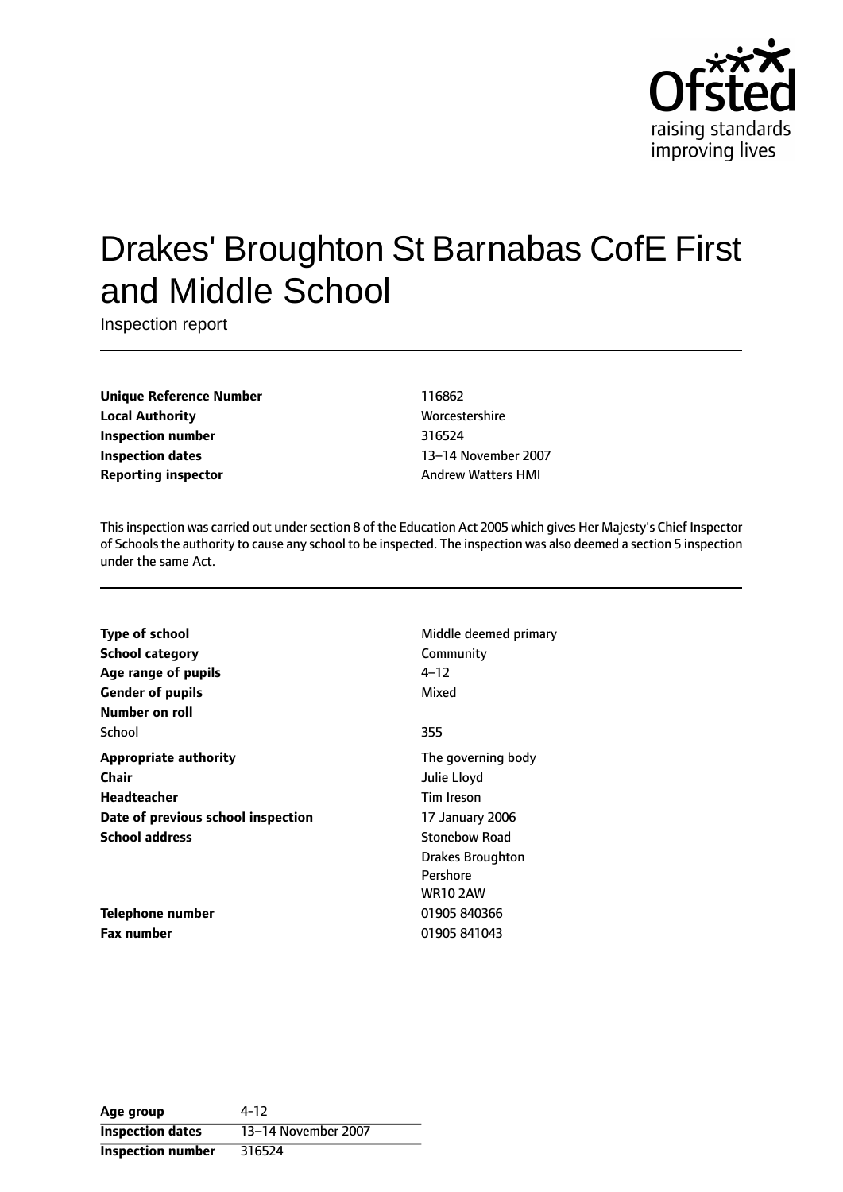# Drakes' Broughton St Barnabas CofE First and Middle School

Inspection report

| | |
|---|---|
| **Unique Reference Number** | 116862 |
| **Local Authority** | Worcestershire |
| **Inspection number** | 316524 |
| **Inspection dates** | 13–14 November 2007 |
| **Reporting inspector** | Andrew Watters HMI |

This inspection was carried out under section 8 of the Education Act 2005 which gives Her Majesty's Chief Inspector of Schools the authority to cause any school to be inspected. The inspection was also deemed a section 5 inspection under the same Act.

| | |
|---|---|
| **Type of school** | Middle deemed primary |
| **School category** | Community |
| **Age range of pupils** | 4–12 |
| **Gender of pupils** | Mixed |
| **Number on roll** | |
| School | 355 |
| **Appropriate authority** | The governing body |
| **Chair** | Julie Lloyd |
| **Headteacher** | Tim Ireson |
| **Date of previous school inspection** | 17 January 2006 |
| **School address** | Stonebow Road<br>Drakes Broughton<br>Pershore<br>WR10 2AW |
| **Telephone number** | 01905 840366 |
| **Fax number** | 01905 841043 |

| | |
|---|---|
| **Age group** | 4-12 |
| **Inspection dates** | 13–14 November 2007 |
| **Inspection number** | 316524 |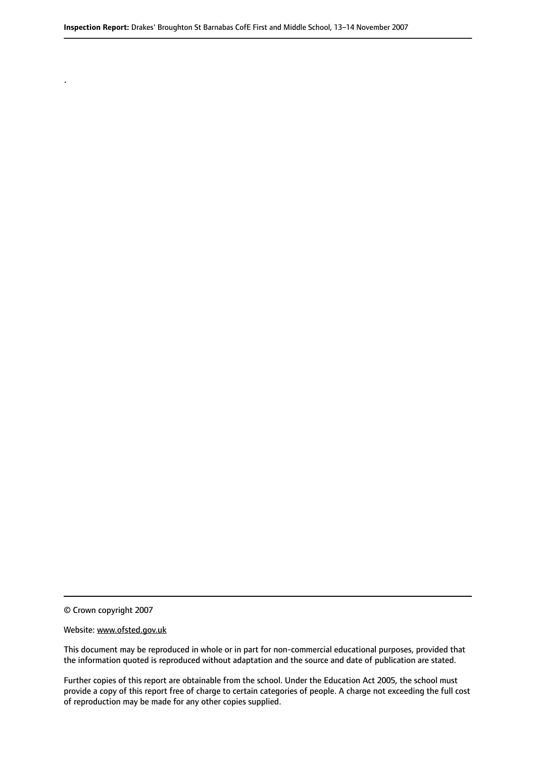.

© Crown copyright 2007

Website: www.ofsted.gov.uk

This document may be reproduced in whole or in part for non-commercial educational purposes, provided that the information quoted is reproduced without adaptation and the source and date of publication are stated.

Further copies of this report are obtainable from the school. Under the Education Act 2005, the school must provide a copy of this report free of charge to certain categories of people. A charge not exceeding the full cost of reproduction may be made for any other copies supplied.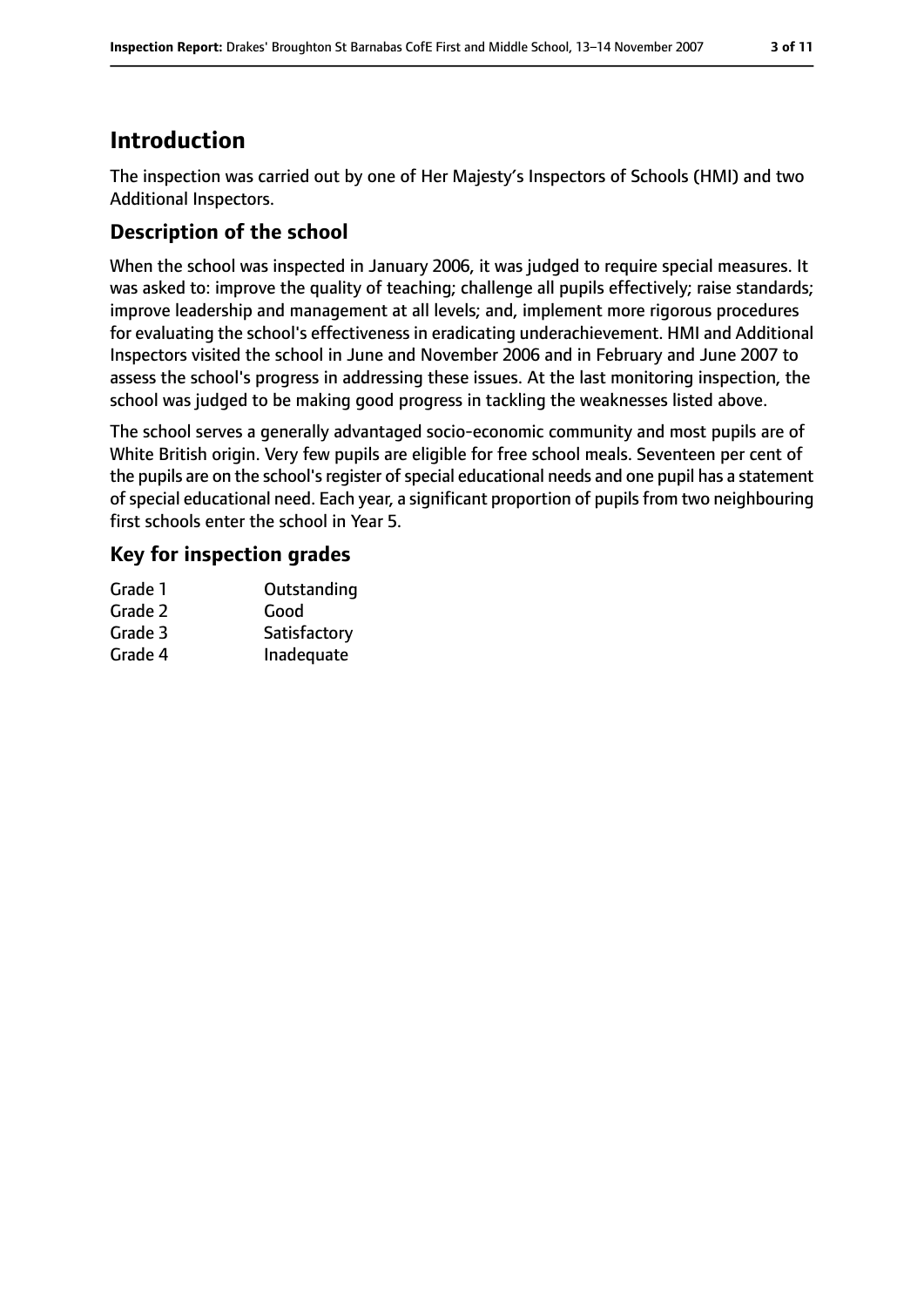# Introduction

The inspection was carried out by one of Her Majesty's Inspectors of Schools (HMI) and two Additional Inspectors.

## Description of the school

When the school was inspected in January 2006, it was judged to require special measures. It was asked to: improve the quality of teaching; challenge all pupils effectively; raise standards; improve leadership and management at all levels; and, implement more rigorous procedures for evaluating the school's effectiveness in eradicating underachievement. HMI and Additional Inspectors visited the school in June and November 2006 and in February and June 2007 to assess the school's progress in addressing these issues. At the last monitoring inspection, the school was judged to be making good progress in tackling the weaknesses listed above.

The school serves a generally advantaged socio-economic community and most pupils are of White British origin. Very few pupils are eligible for free school meals. Seventeen per cent of the pupils are on the school's register of special educational needs and one pupil has a statement of special educational need. Each year, a significant proportion of pupils from two neighbouring first schools enter the school in Year 5.

## Key for inspection grades

| | |
|---|---|
| Grade 1 | Outstanding |
| Grade 2 | Good |
| Grade 3 | Satisfactory |
| Grade 4 | Inadequate |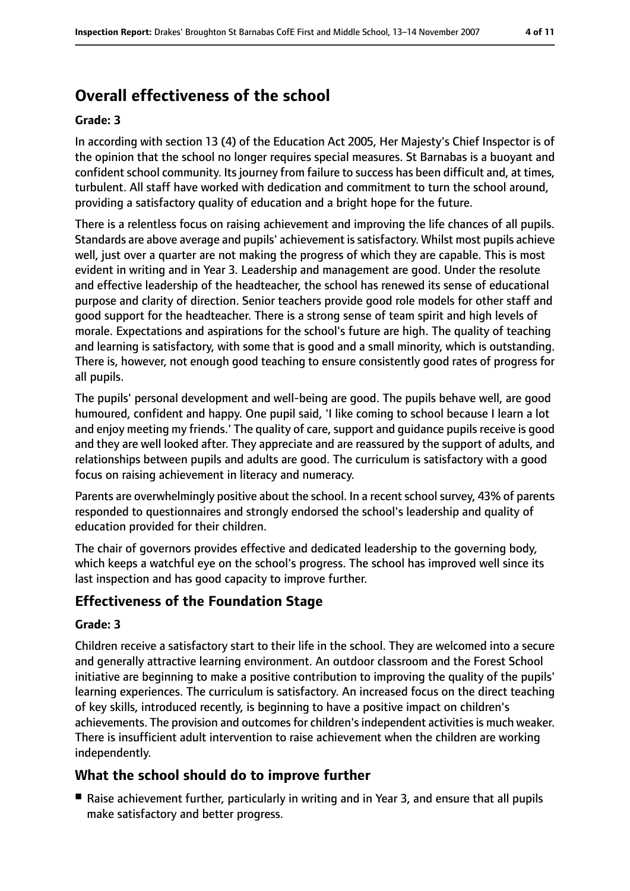# Overall effectiveness of the school

### Grade: 3

In according with section 13 (4) of the Education Act 2005, Her Majesty's Chief Inspector is of the opinion that the school no longer requires special measures. St Barnabas is a buoyant and confident school community. Its journey from failure to success has been difficult and, at times, turbulent. All staff have worked with dedication and commitment to turn the school around, providing a satisfactory quality of education and a bright hope for the future.

There is a relentless focus on raising achievement and improving the life chances of all pupils. Standards are above average and pupils' achievement is satisfactory. Whilst most pupils achieve well, just over a quarter are not making the progress of which they are capable. This is most evident in writing and in Year 3. Leadership and management are good. Under the resolute and effective leadership of the headteacher, the school has renewed its sense of educational purpose and clarity of direction. Senior teachers provide good role models for other staff and good support for the headteacher. There is a strong sense of team spirit and high levels of morale. Expectations and aspirations for the school's future are high. The quality of teaching and learning is satisfactory, with some that is good and a small minority, which is outstanding. There is, however, not enough good teaching to ensure consistently good rates of progress for all pupils.

The pupils' personal development and well-being are good. The pupils behave well, are good humoured, confident and happy. One pupil said, 'I like coming to school because I learn a lot and enjoy meeting my friends.' The quality of care, support and guidance pupils receive is good and they are well looked after. They appreciate and are reassured by the support of adults, and relationships between pupils and adults are good. The curriculum is satisfactory with a good focus on raising achievement in literacy and numeracy.

Parents are overwhelmingly positive about the school. In a recent school survey, 43% of parents responded to questionnaires and strongly endorsed the school's leadership and quality of education provided for their children.

The chair of governors provides effective and dedicated leadership to the governing body, which keeps a watchful eye on the school's progress. The school has improved well since its last inspection and has good capacity to improve further.

## Effectiveness of the Foundation Stage

### Grade: 3

Children receive a satisfactory start to their life in the school. They are welcomed into a secure and generally attractive learning environment. An outdoor classroom and the Forest School initiative are beginning to make a positive contribution to improving the quality of the pupils' learning experiences. The curriculum is satisfactory. An increased focus on the direct teaching of key skills, introduced recently, is beginning to have a positive impact on children's achievements. The provision and outcomes for children's independent activities is much weaker. There is insufficient adult intervention to raise achievement when the children are working independently.

## What the school should do to improve further

- Raise achievement further, particularly in writing and in Year 3, and ensure that all pupils make satisfactory and better progress.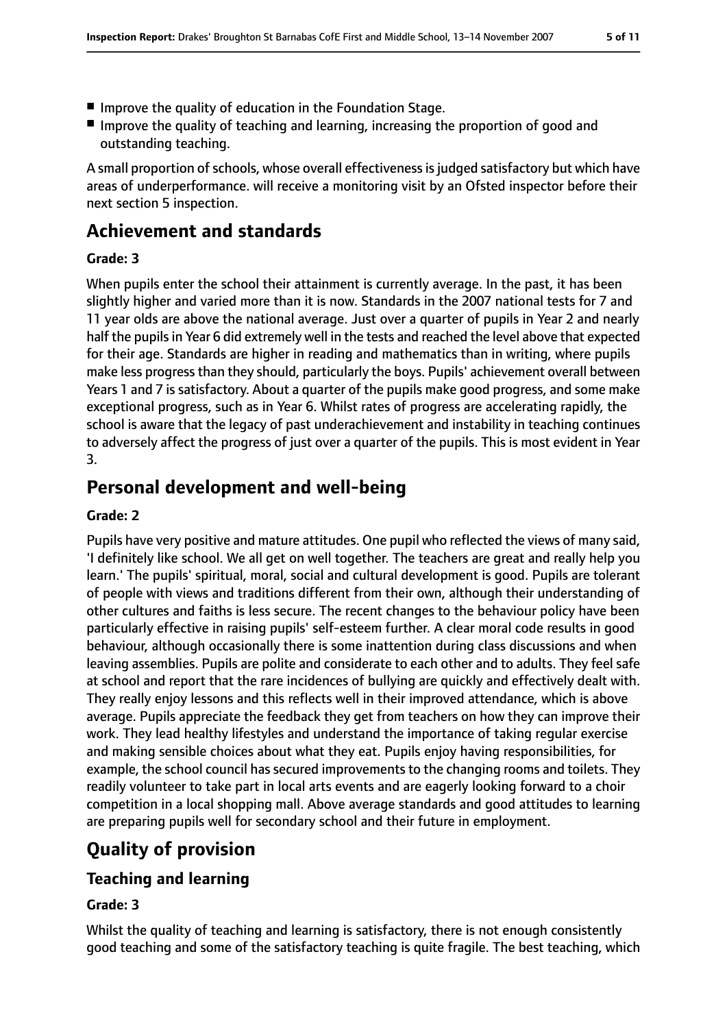- Improve the quality of education in the Foundation Stage.
- Improve the quality of teaching and learning, increasing the proportion of good and outstanding teaching.

A small proportion of schools, whose overall effectiveness is judged satisfactory but which have areas of underperformance. will receive a monitoring visit by an Ofsted inspector before their next section 5 inspection.

# Achievement and standards

### Grade: 3

When pupils enter the school their attainment is currently average. In the past, it has been slightly higher and varied more than it is now. Standards in the 2007 national tests for 7 and 11 year olds are above the national average. Just over a quarter of pupils in Year 2 and nearly half the pupils in Year 6 did extremely well in the tests and reached the level above that expected for their age. Standards are higher in reading and mathematics than in writing, where pupils make less progress than they should, particularly the boys. Pupils' achievement overall between Years 1 and 7 is satisfactory. About a quarter of the pupils make good progress, and some make exceptional progress, such as in Year 6. Whilst rates of progress are accelerating rapidly, the school is aware that the legacy of past underachievement and instability in teaching continues to adversely affect the progress of just over a quarter of the pupils. This is most evident in Year 3.

# Personal development and well-being

### Grade: 2

Pupils have very positive and mature attitudes. One pupil who reflected the views of many said, 'I definitely like school. We all get on well together. The teachers are great and really help you learn.' The pupils' spiritual, moral, social and cultural development is good. Pupils are tolerant of people with views and traditions different from their own, although their understanding of other cultures and faiths is less secure. The recent changes to the behaviour policy have been particularly effective in raising pupils' self-esteem further. A clear moral code results in good behaviour, although occasionally there is some inattention during class discussions and when leaving assemblies. Pupils are polite and considerate to each other and to adults. They feel safe at school and report that the rare incidences of bullying are quickly and effectively dealt with. They really enjoy lessons and this reflects well in their improved attendance, which is above average. Pupils appreciate the feedback they get from teachers on how they can improve their work. They lead healthy lifestyles and understand the importance of taking regular exercise and making sensible choices about what they eat. Pupils enjoy having responsibilities, for example, the school council has secured improvements to the changing rooms and toilets. They readily volunteer to take part in local arts events and are eagerly looking forward to a choir competition in a local shopping mall. Above average standards and good attitudes to learning are preparing pupils well for secondary school and their future in employment.

# Quality of provision

## Teaching and learning

### Grade: 3

Whilst the quality of teaching and learning is satisfactory, there is not enough consistently good teaching and some of the satisfactory teaching is quite fragile. The best teaching, which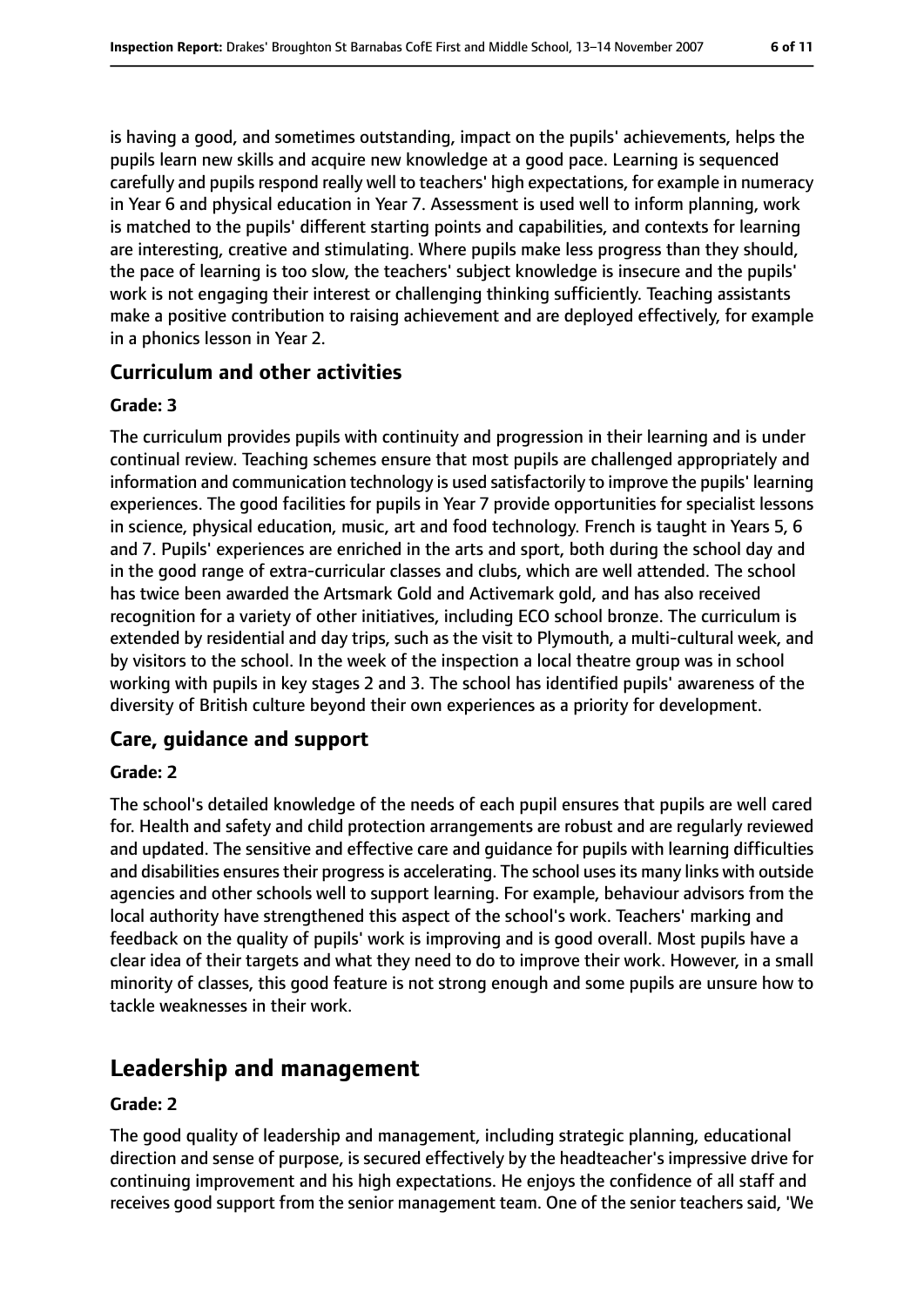is having a good, and sometimes outstanding, impact on the pupils' achievements, helps the pupils learn new skills and acquire new knowledge at a good pace. Learning is sequenced carefully and pupils respond really well to teachers' high expectations, for example in numeracy in Year 6 and physical education in Year 7. Assessment is used well to inform planning, work is matched to the pupils' different starting points and capabilities, and contexts for learning are interesting, creative and stimulating. Where pupils make less progress than they should, the pace of learning is too slow, the teachers' subject knowledge is insecure and the pupils' work is not engaging their interest or challenging thinking sufficiently. Teaching assistants make a positive contribution to raising achievement and are deployed effectively, for example in a phonics lesson in Year 2.

### Curriculum and other activities

#### Grade: 3

The curriculum provides pupils with continuity and progression in their learning and is under continual review. Teaching schemes ensure that most pupils are challenged appropriately and information and communication technology is used satisfactorily to improve the pupils' learning experiences. The good facilities for pupils in Year 7 provide opportunities for specialist lessons in science, physical education, music, art and food technology. French is taught in Years 5, 6 and 7. Pupils' experiences are enriched in the arts and sport, both during the school day and in the good range of extra-curricular classes and clubs, which are well attended. The school has twice been awarded the Artsmark Gold and Activemark gold, and has also received recognition for a variety of other initiatives, including ECO school bronze. The curriculum is extended by residential and day trips, such as the visit to Plymouth, a multi-cultural week, and by visitors to the school. In the week of the inspection a local theatre group was in school working with pupils in key stages 2 and 3. The school has identified pupils' awareness of the diversity of British culture beyond their own experiences as a priority for development.

### Care, guidance and support

#### Grade: 2

The school's detailed knowledge of the needs of each pupil ensures that pupils are well cared for. Health and safety and child protection arrangements are robust and are regularly reviewed and updated. The sensitive and effective care and guidance for pupils with learning difficulties and disabilities ensures their progress is accelerating. The school uses its many links with outside agencies and other schools well to support learning. For example, behaviour advisors from the local authority have strengthened this aspect of the school's work. Teachers' marking and feedback on the quality of pupils' work is improving and is good overall. Most pupils have a clear idea of their targets and what they need to do to improve their work. However, in a small minority of classes, this good feature is not strong enough and some pupils are unsure how to tackle weaknesses in their work.

## Leadership and management

#### Grade: 2

The good quality of leadership and management, including strategic planning, educational direction and sense of purpose, is secured effectively by the headteacher's impressive drive for continuing improvement and his high expectations. He enjoys the confidence of all staff and receives good support from the senior management team. One of the senior teachers said, 'We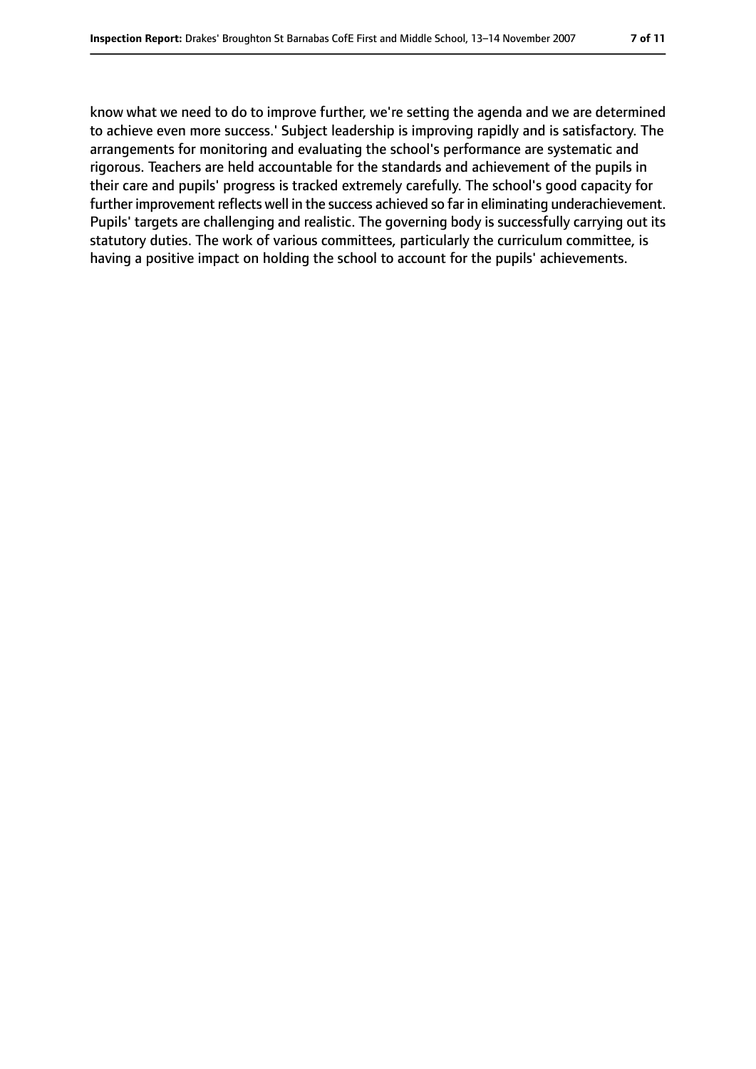know what we need to do to improve further, we're setting the agenda and we are determined to achieve even more success.' Subject leadership is improving rapidly and is satisfactory. The arrangements for monitoring and evaluating the school's performance are systematic and rigorous. Teachers are held accountable for the standards and achievement of the pupils in their care and pupils' progress is tracked extremely carefully. The school's good capacity for further improvement reflects well in the success achieved so far in eliminating underachievement. Pupils' targets are challenging and realistic. The governing body is successfully carrying out its statutory duties. The work of various committees, particularly the curriculum committee, is having a positive impact on holding the school to account for the pupils' achievements.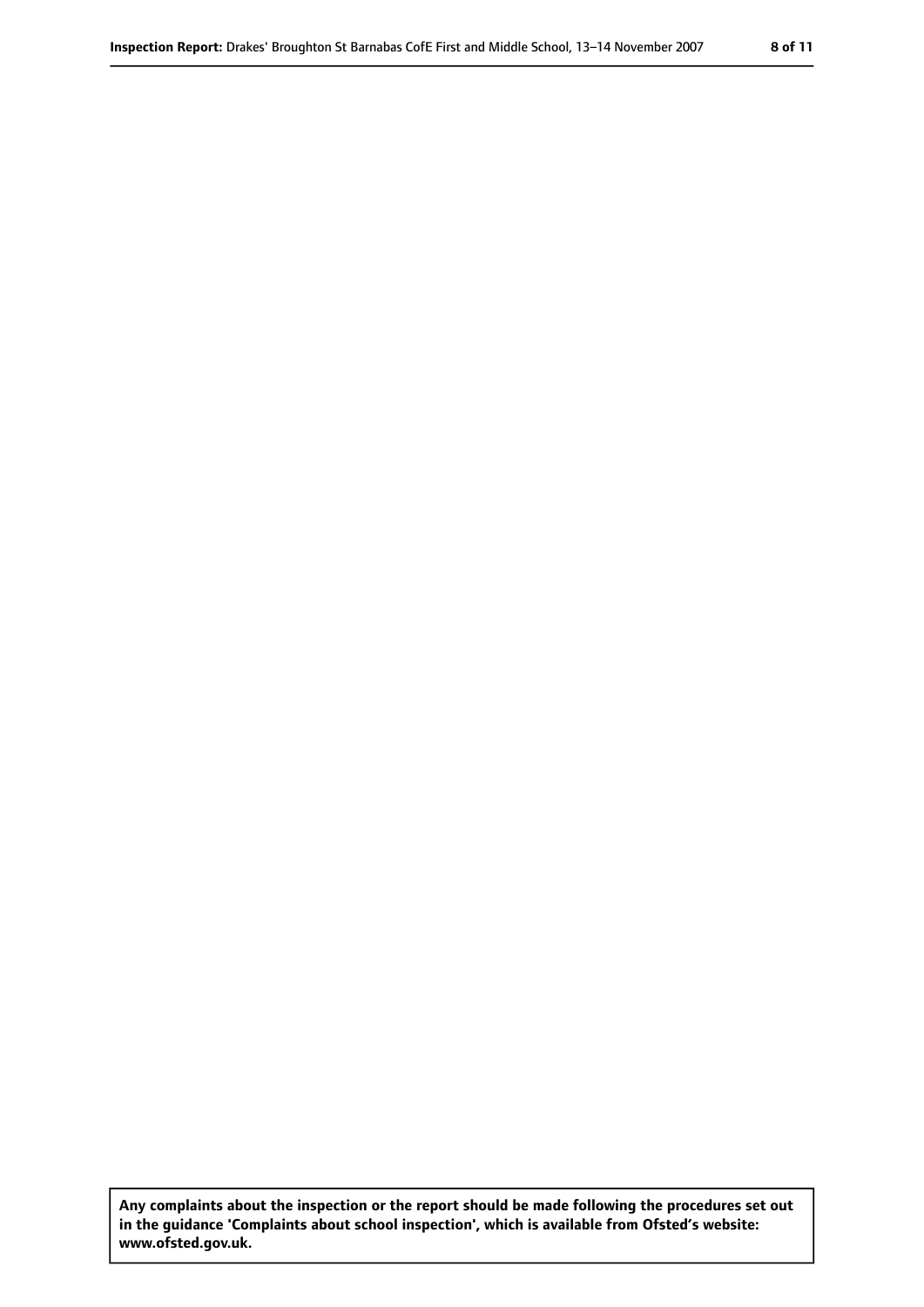**Any complaints about the inspection or the report should be made following the procedures set out in the guidance 'Complaints about school inspection', which is available from Ofsted's website: www.ofsted.gov.uk.**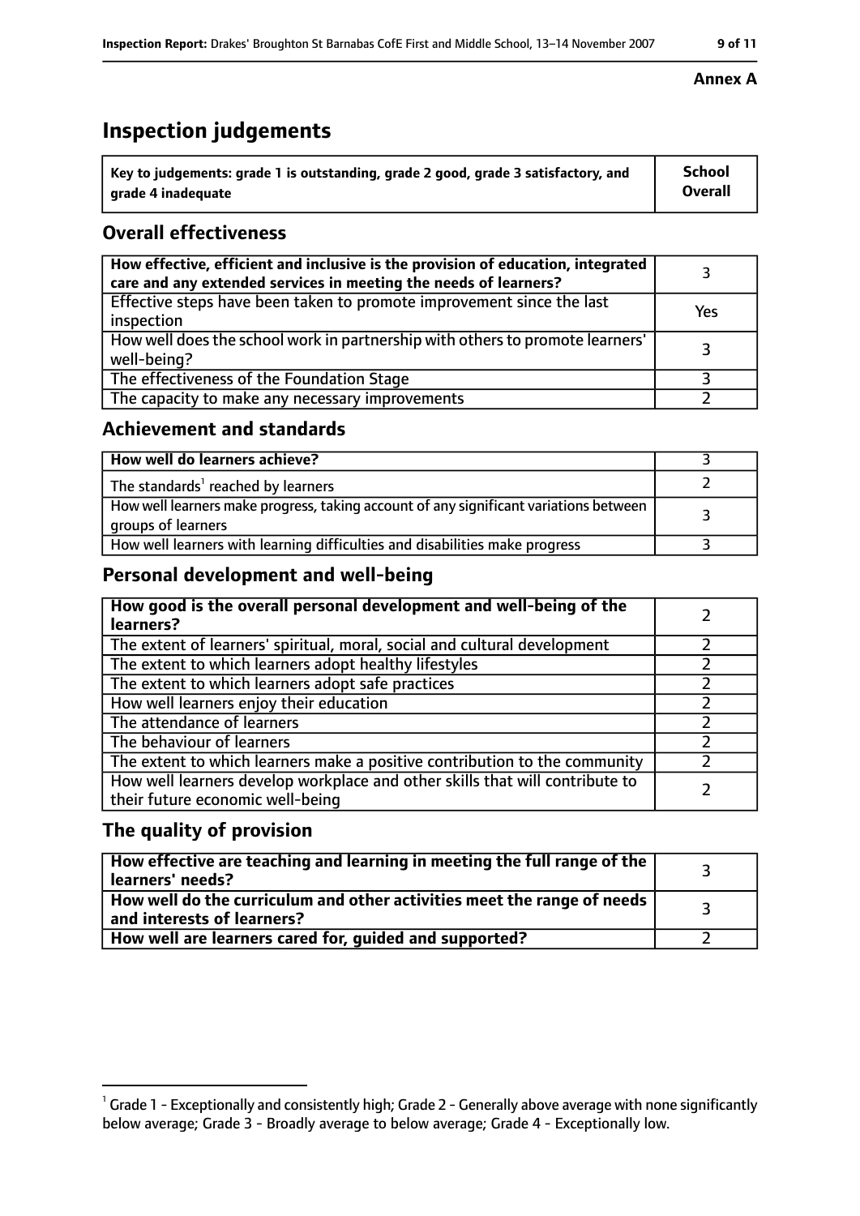**Annex A**

# Inspection judgements

| Key to judgements: grade 1 is outstanding, grade 2 good, grade 3 satisfactory, and grade 4 inadequate | School Overall |
|---|---|

## Overall effectiveness

| | |
|---|---|
| How effective, efficient and inclusive is the provision of education, integrated care and any extended services in meeting the needs of learners? | 3 |
| Effective steps have been taken to promote improvement since the last inspection | Yes |
| How well does the school work in partnership with others to promote learners' well-being? | 3 |
| The effectiveness of the Foundation Stage | 3 |
| The capacity to make any necessary improvements | 2 |

## Achievement and standards

| | |
|---|---|
| How well do learners achieve? | 3 |
| The standards[1] reached by learners | 2 |
| How well learners make progress, taking account of any significant variations between groups of learners | 3 |
| How well learners with learning difficulties and disabilities make progress | 3 |

## Personal development and well-being

| | |
|---|---|
| How good is the overall personal development and well-being of the learners? | 2 |
| The extent of learners' spiritual, moral, social and cultural development | 2 |
| The extent to which learners adopt healthy lifestyles | 2 |
| The extent to which learners adopt safe practices | 2 |
| How well learners enjoy their education | 2 |
| The attendance of learners | 2 |
| The behaviour of learners | 2 |
| The extent to which learners make a positive contribution to the community | 2 |
| How well learners develop workplace and other skills that will contribute to their future economic well-being | 2 |

## The quality of provision

| | |
|---|---|
| How effective are teaching and learning in meeting the full range of the learners' needs? | 3 |
| How well do the curriculum and other activities meet the range of needs and interests of learners? | 3 |
| How well are learners cared for, guided and supported? | 2 |

[1] Grade 1 - Exceptionally and consistently high; Grade 2 - Generally above average with none significantly below average; Grade 3 - Broadly average to below average; Grade 4 - Exceptionally low.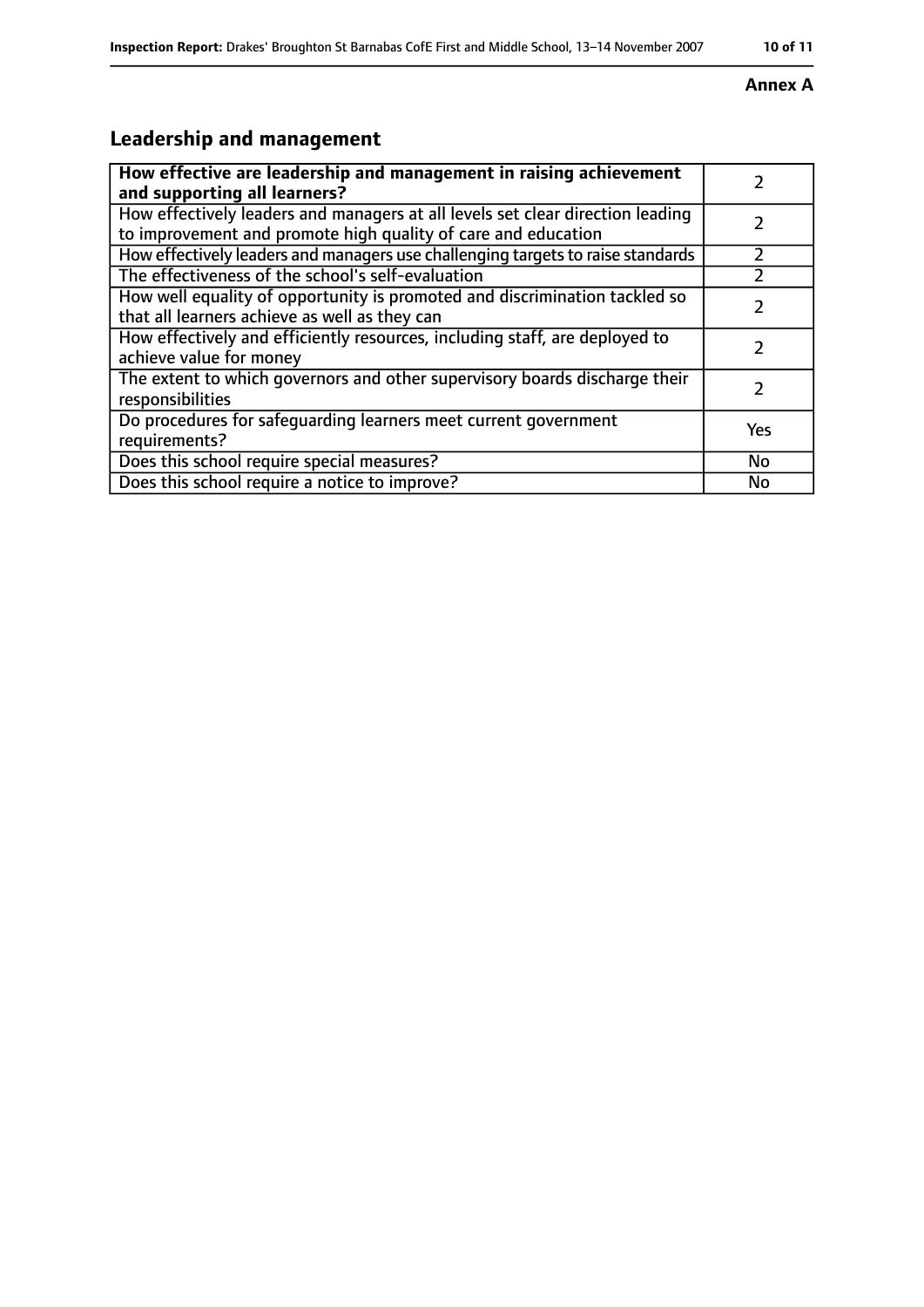**Annex A**

## Leadership and management

| How effective are leadership and management in raising achievement and supporting all learners? | 2 |
|---|---|
| How effectively leaders and managers at all levels set clear direction leading to improvement and promote high quality of care and education | 2 |
| How effectively leaders and managers use challenging targets to raise standards | 2 |
| The effectiveness of the school's self-evaluation | 2 |
| How well equality of opportunity is promoted and discrimination tackled so that all learners achieve as well as they can | 2 |
| How effectively and efficiently resources, including staff, are deployed to achieve value for money | 2 |
| The extent to which governors and other supervisory boards discharge their responsibilities | 2 |
| Do procedures for safeguarding learners meet current government requirements? | Yes |
| Does this school require special measures? | No |
| Does this school require a notice to improve? | No |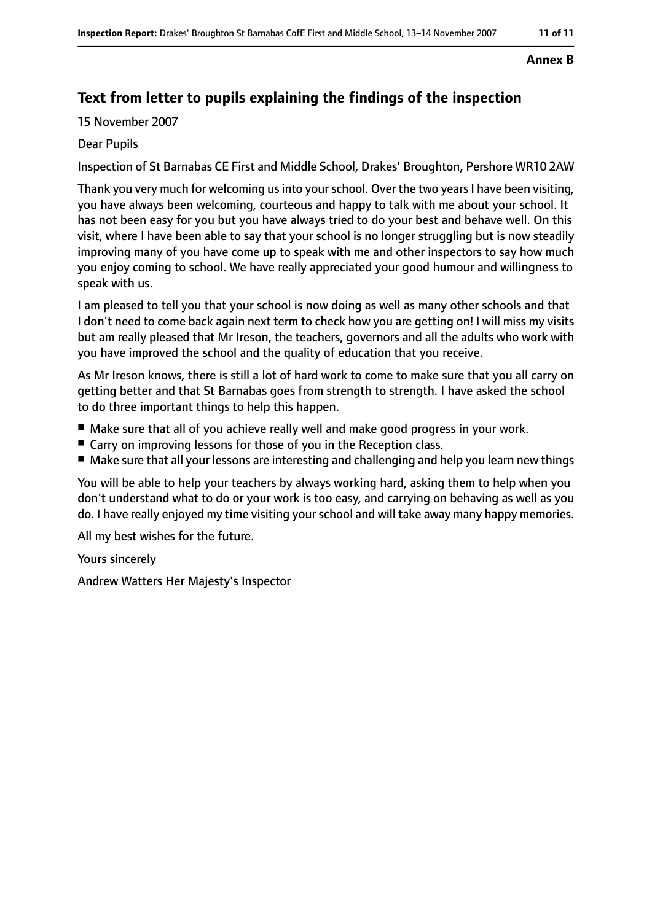**Annex B**

## Text from letter to pupils explaining the findings of the inspection

15 November 2007

Dear Pupils

Inspection of St Barnabas CE First and Middle School, Drakes' Broughton, Pershore WR10 2AW

Thank you very much for welcoming us into your school. Over the two years I have been visiting, you have always been welcoming, courteous and happy to talk with me about your school. It has not been easy for you but you have always tried to do your best and behave well. On this visit, where I have been able to say that your school is no longer struggling but is now steadily improving many of you have come up to speak with me and other inspectors to say how much you enjoy coming to school. We have really appreciated your good humour and willingness to speak with us.

I am pleased to tell you that your school is now doing as well as many other schools and that I don't need to come back again next term to check how you are getting on! I will miss my visits but am really pleased that Mr Ireson, the teachers, governors and all the adults who work with you have improved the school and the quality of education that you receive.

As Mr Ireson knows, there is still a lot of hard work to come to make sure that you all carry on getting better and that St Barnabas goes from strength to strength. I have asked the school to do three important things to help this happen.

- Make sure that all of you achieve really well and make good progress in your work.
- Carry on improving lessons for those of you in the Reception class.
- Make sure that all your lessons are interesting and challenging and help you learn new things

You will be able to help your teachers by always working hard, asking them to help when you don't understand what to do or your work is too easy, and carrying on behaving as well as you do. I have really enjoyed my time visiting your school and will take away many happy memories.

All my best wishes for the future.

Yours sincerely

Andrew Watters Her Majesty's Inspector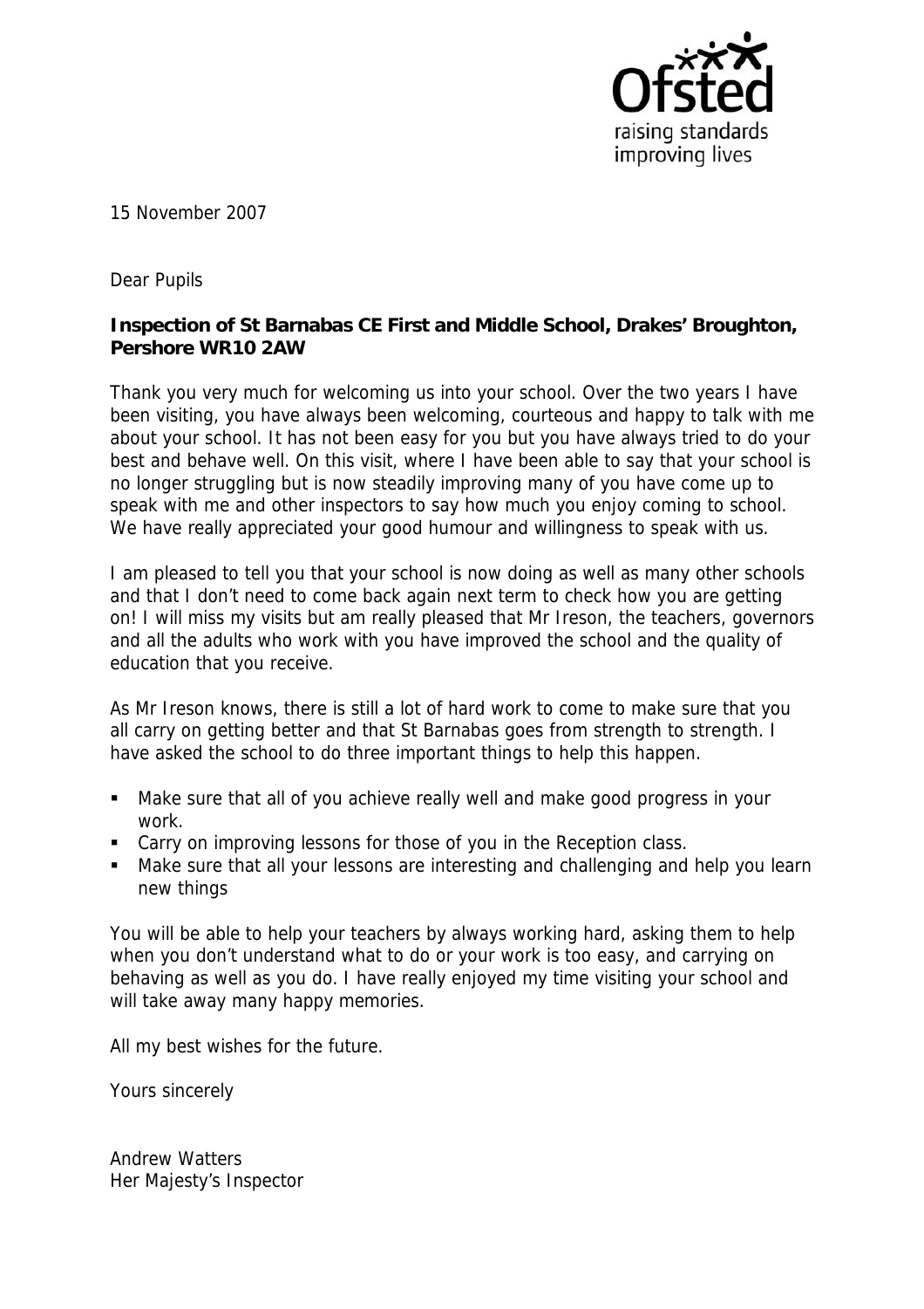15 November 2007

Dear Pupils

**Inspection of St Barnabas CE First and Middle School, Drakes' Broughton, Pershore WR10 2AW**

Thank you very much for welcoming us into your school. Over the two years I have been visiting, you have always been welcoming, courteous and happy to talk with me about your school. It has not been easy for you but you have always tried to do your best and behave well. On this visit, where I have been able to say that your school is no longer struggling but is now steadily improving many of you have come up to speak with me and other inspectors to say how much you enjoy coming to school. We have really appreciated your good humour and willingness to speak with us.

I am pleased to tell you that your school is now doing as well as many other schools and that I don't need to come back again next term to check how you are getting on! I will miss my visits but am really pleased that Mr Ireson, the teachers, governors and all the adults who work with you have improved the school and the quality of education that you receive.

As Mr Ireson knows, there is still a lot of hard work to come to make sure that you all carry on getting better and that St Barnabas goes from strength to strength. I have asked the school to do three important things to help this happen.

- Make sure that all of you achieve really well and make good progress in your work.
- Carry on improving lessons for those of you in the Reception class.
- Make sure that all your lessons are interesting and challenging and help you learn new things

You will be able to help your teachers by always working hard, asking them to help when you don't understand what to do or your work is too easy, and carrying on behaving as well as you do. I have really enjoyed my time visiting your school and will take away many happy memories.

All my best wishes for the future.

Yours sincerely

Andrew Watters
Her Majesty's Inspector